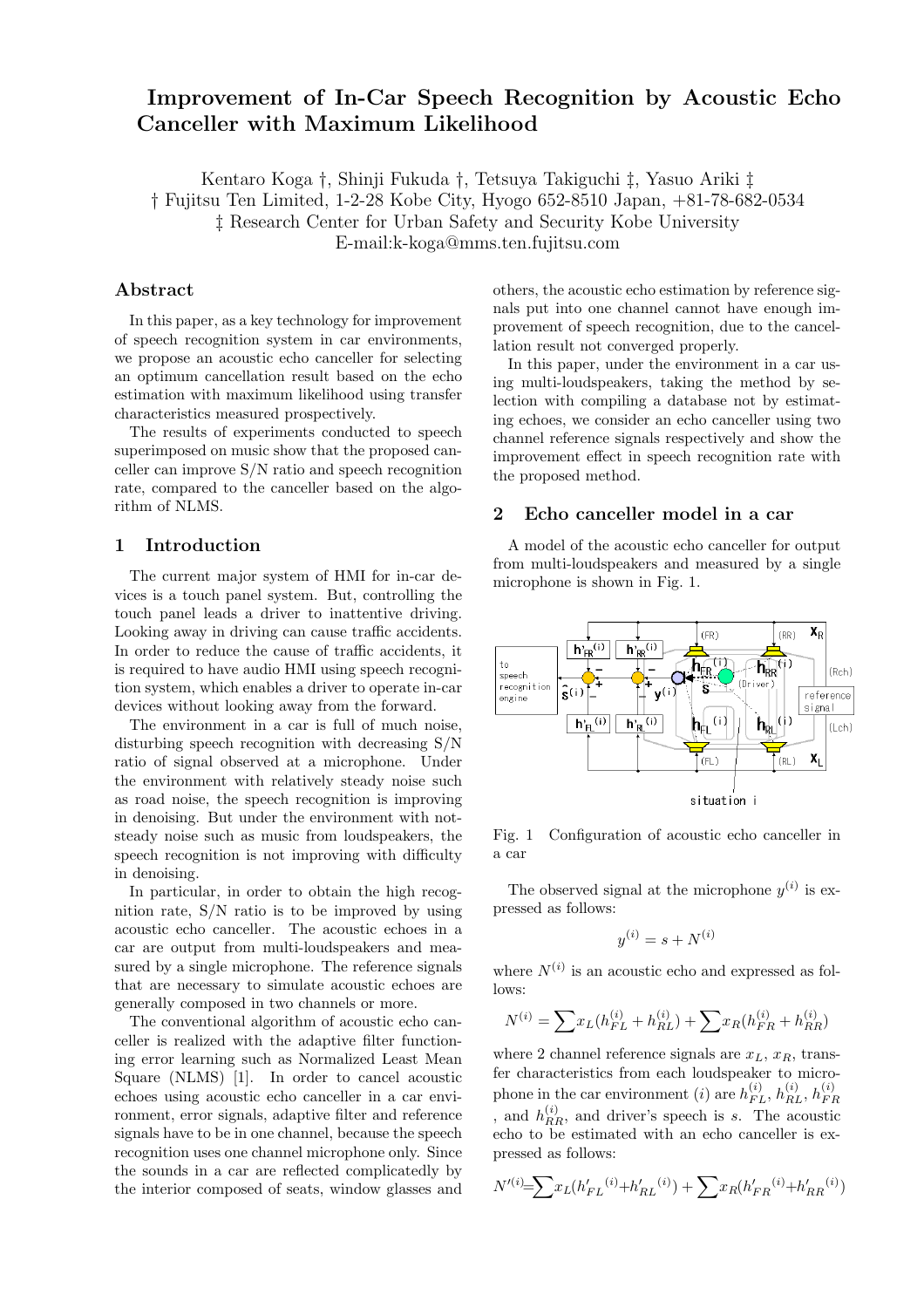# Improvement of In-Car Speech Recognition by Acoustic Echo Canceller with Maximum Likelihood

Kentaro Koga †, Shinji Fukuda †, Tetsuya Takiguchi ‡, Yasuo Ariki ‡
† Fujitsu Ten Limited, 1-2-28 Kobe City, Hyogo 652-8510 Japan, +81-78-682-0534
‡ Research Center for Urban Safety and Security Kobe University
E-mail:k-koga@mms.ten.fujitsu.com

## Abstract

In this paper, as a key technology for improvement of speech recognition system in car environments, we propose an acoustic echo canceller for selecting an optimum cancellation result based on the echo estimation with maximum likelihood using transfer characteristics measured prospectively.

The results of experiments conducted to speech superimposed on music show that the proposed canceller can improve S/N ratio and speech recognition rate, compared to the canceller based on the algorithm of NLMS.

## 1 Introduction

The current major system of HMI for in-car devices is a touch panel system. But, controlling the touch panel leads a driver to inattentive driving. Looking away in driving can cause traffic accidents. In order to reduce the cause of traffic accidents, it is required to have audio HMI using speech recognition system, which enables a driver to operate in-car devices without looking away from the forward.

The environment in a car is full of much noise, disturbing speech recognition with decreasing S/N ratio of signal observed at a microphone. Under the environment with relatively steady noise such as road noise, the speech recognition is improving in denoising. But under the environment with not-steady noise such as music from loudspeakers, the speech recognition is not improving with difficulty in denoising.

In particular, in order to obtain the high recognition rate, S/N ratio is to be improved by using acoustic echo canceller. The acoustic echoes in a car are output from multi-loudspeakers and measured by a single microphone. The reference signals that are necessary to simulate acoustic echoes are generally composed in two channels or more.

The conventional algorithm of acoustic echo canceller is realized with the adaptive filter functioning error learning such as Normalized Least Mean Square (NLMS) [1]. In order to cancel acoustic echoes using acoustic echo canceller in a car environment, error signals, adaptive filter and reference signals have to be in one channel, because the speech recognition uses one channel microphone only. Since the sounds in a car are reflected complicatedly by the interior composed of seats, window glasses and others, the acoustic echo estimation by reference signals put into one channel cannot have enough improvement of speech recognition, due to the cancellation result not converged properly.

In this paper, under the environment in a car using multi-loudspeakers, taking the method by selection with compiling a database not by estimating echoes, we consider an echo canceller using two channel reference signals respectively and show the improvement effect in speech recognition rate with the proposed method.

## 2 Echo canceller model in a car

A model of the acoustic echo canceller for output from multi-loudspeakers and measured by a single microphone is shown in Fig. 1.

Fig. 1 Configuration of acoustic echo canceller in a car

The observed signal at the microphone $y^{(i)}$ is expressed as follows:

$$y^{(i)} = s + N^{(i)}$$

where $N^{(i)}$ is an acoustic echo and expressed as follows:

$$N^{(i)} = \sum x_L(h_{FL}^{(i)} + h_{RL}^{(i)}) + \sum x_R(h_{FR}^{(i)} + h_{RR}^{(i)})$$

where 2 channel reference signals are $x_L$, $x_R$, transfer characteristics from each loudspeaker to microphone in the car environment $(i)$ are $h_{FL}^{(i)}$, $h_{RL}^{(i)}$, $h_{FR}^{(i)}$, and $h_{RR}^{(i)}$, and driver's speech is $s$. The acoustic echo to be estimated with an echo canceller is expressed as follows:

$$N'^{(i)} = \sum x_L({h'_{FL}}^{(i)} + {h'_{RL}}^{(i)}) + \sum x_R({h'_{FR}}^{(i)} + {h'_{RR}}^{(i)})$$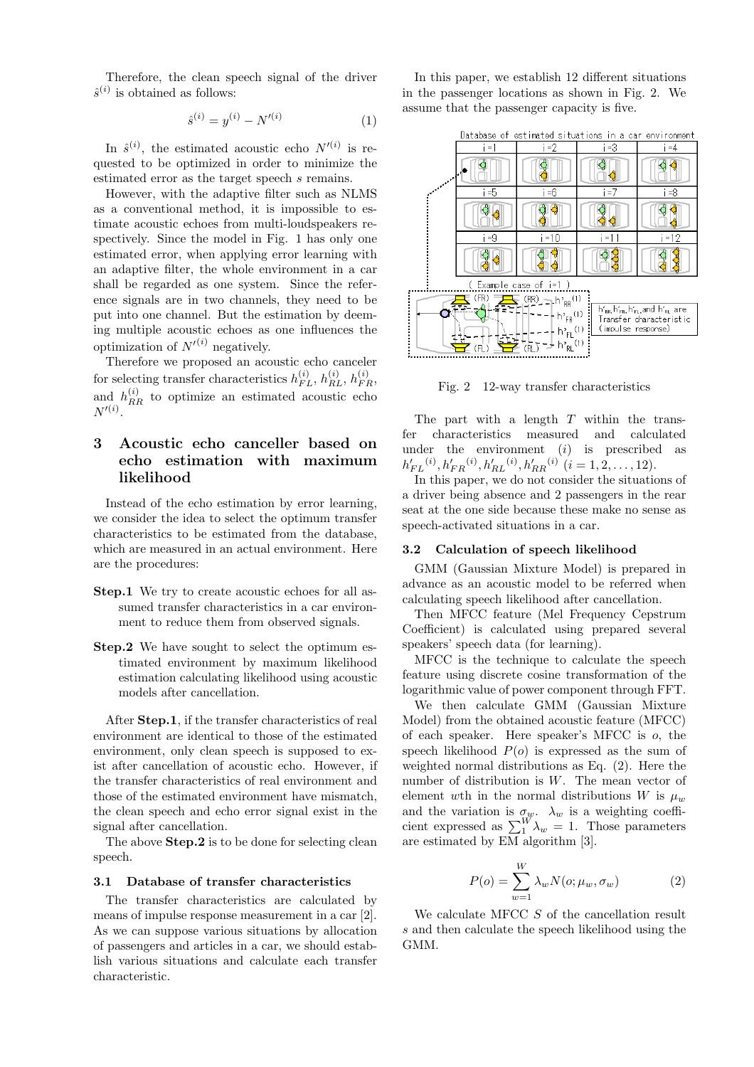Therefore, the clean speech signal of the driver $\hat{s}^{(i)}$ is obtained as follows:

$$\hat{s}^{(i)} = y^{(i)} - N'^{(i)} \tag{1}$$

In $\hat{s}^{(i)}$, the estimated acoustic echo $N'^{(i)}$ is requested to be optimized in order to minimize the estimated error as the target speech $s$ remains.

However, with the adaptive filter such as NLMS as a conventional method, it is impossible to estimate acoustic echoes from multi-loudspeakers respectively. Since the model in Fig. 1 has only one estimated error, when applying error learning with an adaptive filter, the whole environment in a car shall be regarded as one system. Since the reference signals are in two channels, they need to be put into one channel. But the estimation by deeming multiple acoustic echoes as one influences the optimization of $N'^{(i)}$ negatively.

Therefore we proposed an acoustic echo canceler for selecting transfer characteristics $h_{FL}^{(i)}$, $h_{RL}^{(i)}$, $h_{FR}^{(i)}$, and $h_{RR}^{(i)}$ to optimize an estimated acoustic echo $N'^{(i)}$.

## 3 Acoustic echo canceller based on echo estimation with maximum likelihood

Instead of the echo estimation by error learning, we consider the idea to select the optimum transfer characteristics to be estimated from the database, which are measured in an actual environment. Here are the procedures:

**Step.1** We try to create acoustic echoes for all assumed transfer characteristics in a car environment to reduce them from observed signals.

**Step.2** We have sought to select the optimum estimated environment by maximum likelihood estimation calculating likelihood using acoustic models after cancellation.

After **Step.1**, if the transfer characteristics of real environment are identical to those of the estimated environment, only clean speech is supposed to exist after cancellation of acoustic echo. However, if the transfer characteristics of real environment and those of the estimated environment have mismatch, the clean speech and echo error signal exist in the signal after cancellation.

The above **Step.2** is to be done for selecting clean speech.

### 3.1 Database of transfer characteristics

The transfer characteristics are calculated by means of impulse response measurement in a car [2]. As we can suppose various situations by allocation of passengers and articles in a car, we should establish various situations and calculate each transfer characteristic.

In this paper, we establish 12 different situations in the passenger locations as shown in Fig. 2. We assume that the passenger capacity is five.

Fig. 2 12-way transfer characteristics

The part with a length $T$ within the transfer characteristics measured and calculated under the environment $(i)$ is prescribed as ${h'_{FL}}^{(i)}, {h'_{FR}}^{(i)}, {h'_{RL}}^{(i)}, {h'_{RR}}^{(i)}$ $(i = 1, 2, \ldots, 12)$.

In this paper, we do not consider the situations of a driver being absence and 2 passengers in the rear seat at the one side because these make no sense as speech-activated situations in a car.

### 3.2 Calculation of speech likelihood

GMM (Gaussian Mixture Model) is prepared in advance as an acoustic model to be referred when calculating speech likelihood after cancellation.

Then MFCC feature (Mel Frequency Cepstrum Coefficient) is calculated using prepared several speakers' speech data (for learning).

MFCC is the technique to calculate the speech feature using discrete cosine transformation of the logarithmic value of power component through FFT.

We then calculate GMM (Gaussian Mixture Model) from the obtained acoustic feature (MFCC) of each speaker. Here speaker's MFCC is $o$, the speech likelihood $P(o)$ is expressed as the sum of weighted normal distributions as Eq. (2). Here the number of distribution is $W$. The mean vector of element $w$th in the normal distributions $W$ is $\mu_w$ and the variation is $\sigma_w$. $\lambda_w$ is a weighting coefficient expressed as $\sum_1^W \lambda_w = 1$. Those parameters are estimated by EM algorithm [3].

$$P(o) = \sum_{w=1}^{W} \lambda_w N(o; \mu_w, \sigma_w) \tag{2}$$

We calculate MFCC $S$ of the cancellation result $s$ and then calculate the speech likelihood using the GMM.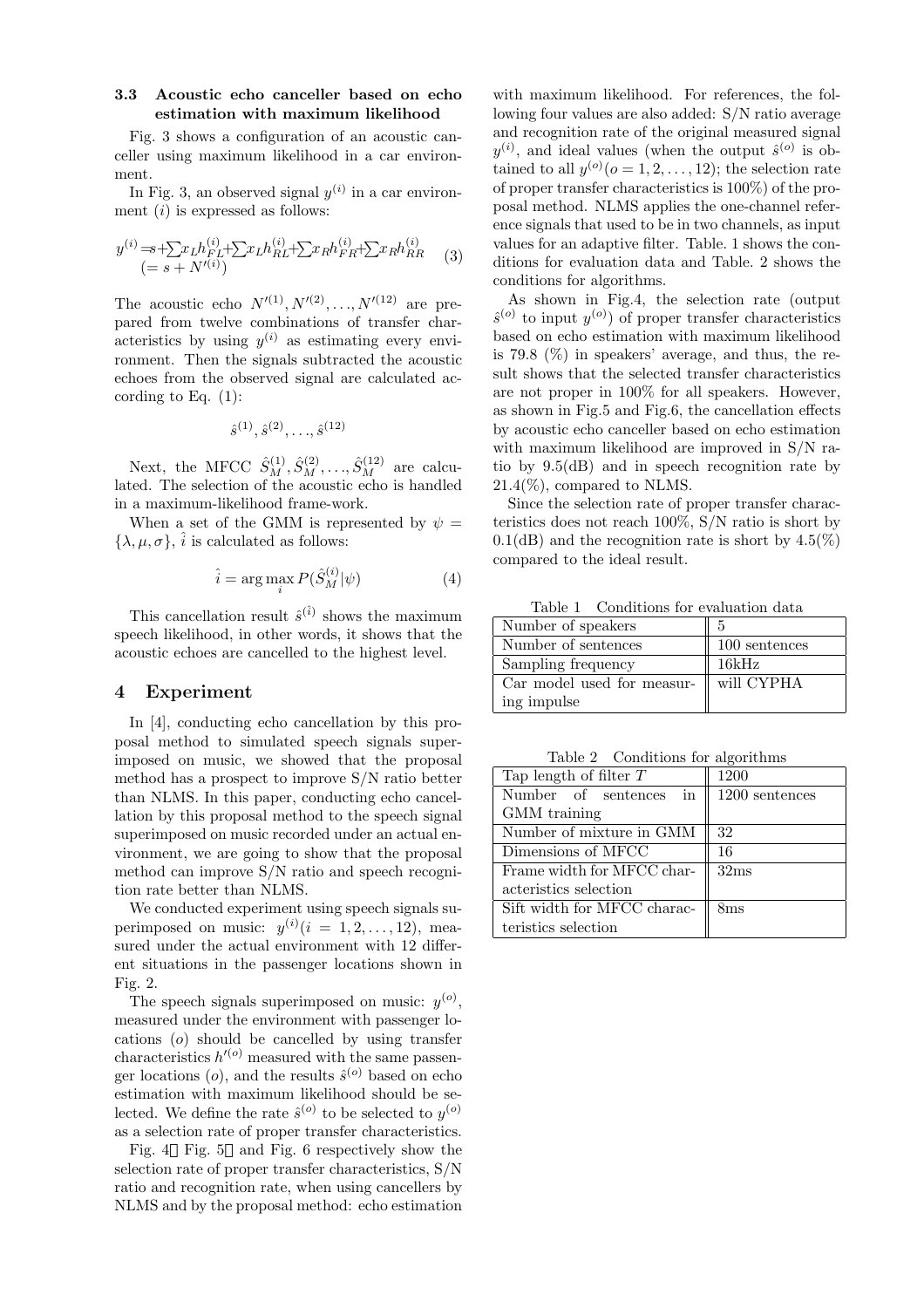### 3.3 Acoustic echo canceller based on echo estimation with maximum likelihood

Fig. 3 shows a configuration of an acoustic canceller using maximum likelihood in a car environment.

In Fig. 3, an observed signal $y^{(i)}$ in a car environment $(i)$ is expressed as follows:

$$y^{(i)} = s + \sum x_L h_{FL}^{(i)} + \sum x_L h_{RL}^{(i)} + \sum x_R h_{FR}^{(i)} + \sum x_R h_{RR}^{(i)} \quad (= s + N'^{(i)}) \tag{3}$$

The acoustic echo $N'^{(1)}, N'^{(2)}, \ldots, N'^{(12)}$ are prepared from twelve combinations of transfer characteristics by using $y^{(i)}$ as estimating every environment. Then the signals subtracted the acoustic echoes from the observed signal are calculated according to Eq. (1):

$$\hat{s}^{(1)}, \hat{s}^{(2)}, \ldots, \hat{s}^{(12)}$$

Next, the MFCC $\hat{S}_M^{(1)}, \hat{S}_M^{(2)}, \ldots, \hat{S}_M^{(12)}$ are calculated. The selection of the acoustic echo is handled in a maximum-likelihood frame-work.

When a set of the GMM is represented by $\psi = \{\lambda, \mu, \sigma\}$, $\hat{i}$ is calculated as follows:

$$\hat{i} = \arg\max_i P(\hat{S}_M^{(i)} | \psi) \tag{4}$$

This cancellation result $\hat{s}^{(\hat{i})}$ shows the maximum speech likelihood, in other words, it shows that the acoustic echoes are cancelled to the highest level.

## 4 Experiment

In [4], conducting echo cancellation by this proposal method to simulated speech signals superimposed on music, we showed that the proposal method has a prospect to improve S/N ratio better than NLMS. In this paper, conducting echo cancellation by this proposal method to the speech signal superimposed on music recorded under an actual environment, we are going to show that the proposal method can improve S/N ratio and speech recognition rate better than NLMS.

We conducted experiment using speech signals superimposed on music: $y^{(i)} (i = 1, 2, \ldots, 12)$, measured under the actual environment with 12 different situations in the passenger locations shown in Fig. 2.

The speech signals superimposed on music: $y^{(o)}$, measured under the environment with passenger locations $(o)$ should be cancelled by using transfer characteristics $h'^{(o)}$ measured with the same passenger locations $(o)$, and the results $\hat{s}^{(o)}$ based on echo estimation with maximum likelihood should be selected. We define the rate $\hat{s}^{(o)}$ to be selected to $y^{(o)}$ as a selection rate of proper transfer characteristics.

Fig. 4, Fig. 5, and Fig. 6 respectively show the selection rate of proper transfer characteristics, S/N ratio and recognition rate, when using cancellers by NLMS and by the proposal method: echo estimation with maximum likelihood. For references, the following four values are also added: S/N ratio average and recognition rate of the original measured signal $y^{(i)}$, and ideal values (when the output $\hat{s}^{(o)}$ is obtained to all $y^{(o)} (o = 1, 2, \ldots, 12)$; the selection rate of proper transfer characteristics is 100%) of the proposal method. NLMS applies the one-channel reference signals that used to be in two channels, as input values for an adaptive filter. Table. 1 shows the conditions for evaluation data and Table. 2 shows the conditions for algorithms.

As shown in Fig.4, the selection rate (output $\hat{s}^{(o)}$ to input $y^{(o)}$) of proper transfer characteristics based on echo estimation with maximum likelihood is 79.8 (%) in speakers' average, and thus, the result shows that the selected transfer characteristics are not proper in 100% for all speakers. However, as shown in Fig.5 and Fig.6, the cancellation effects by acoustic echo canceller based on echo estimation with maximum likelihood are improved in S/N ratio by 9.5(dB) and in speech recognition rate by 21.4(%), compared to NLMS.

Since the selection rate of proper transfer characteristics does not reach 100%, S/N ratio is short by 0.1(dB) and the recognition rate is short by 4.5(%) compared to the ideal result.

Table 1 Conditions for evaluation data

| | |
|---|---|
| Number of speakers | 5 |
| Number of sentences | 100 sentences |
| Sampling frequency | 16kHz |
| Car model used for measuring impulse | will CYPHA |

Table 2 Conditions for algorithms

| | |
|---|---|
| Tap length of filter $T$ | 1200 |
| Number of sentences in GMM training | 1200 sentences |
| Number of mixture in GMM | 32 |
| Dimensions of MFCC | 16 |
| Frame width for MFCC characteristics selection | 32ms |
| Sift width for MFCC characteristics selection | 8ms |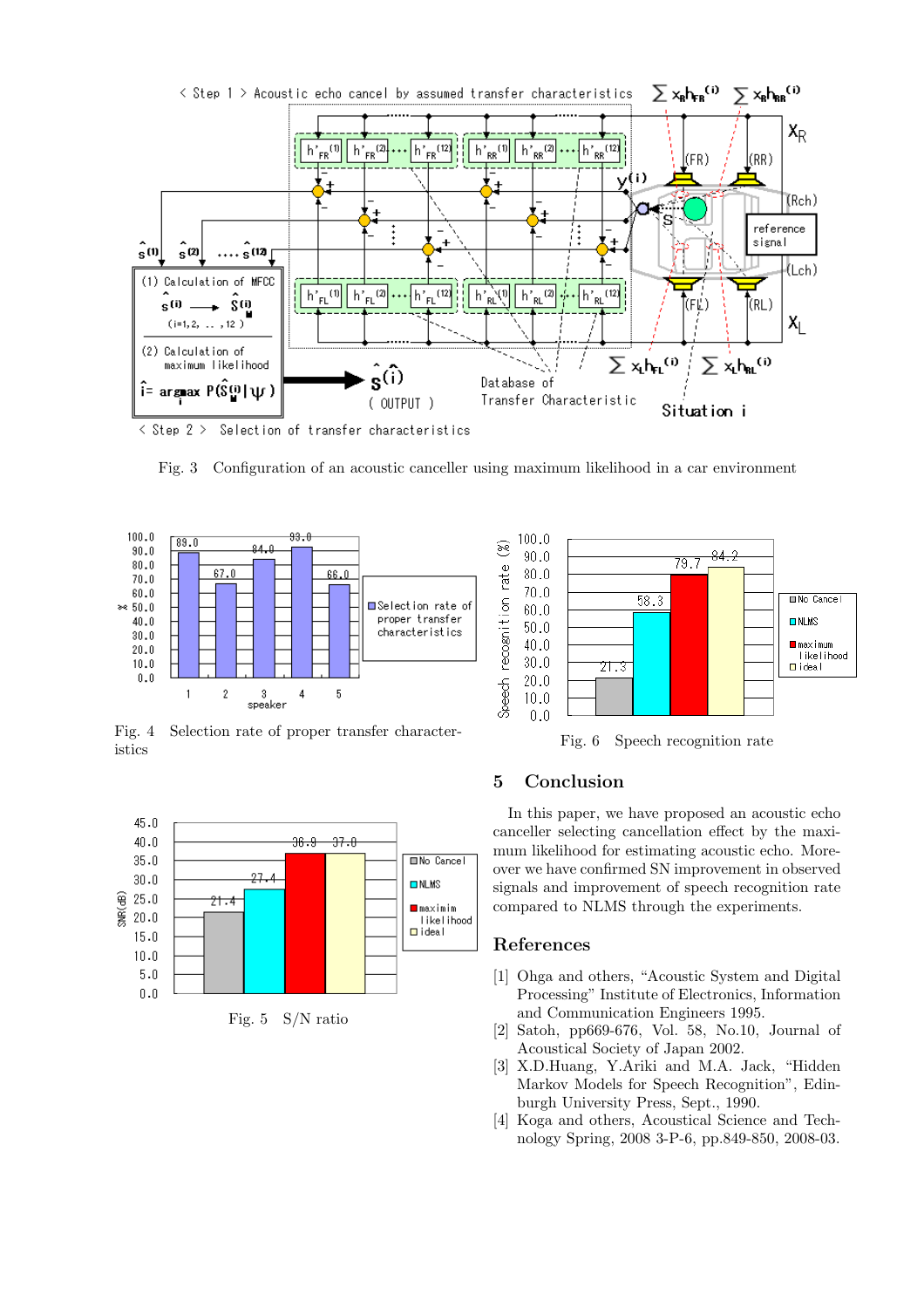< Step 1 > Acoustic echo cancel by assumed transfer characteristics

$\sum x_R h_{FR}^{(i)}$ $\sum x_R h_{RR}^{(i)}$

$X_R$

(FR) (RR)

$y^{(i)}$

(Rch)

S

reference signal

(Lch)

(FL) (RL)

$X_L$

$h'^{(1)}_{FR}$ $h'^{(2)}_{FR}$ … $h'^{(12)}_{FR}$ $h'^{(1)}_{RR}$ $h'^{(2)}_{RR}$ … $h'^{(12)}_{RR}$

$h'^{(1)}_{FL}$ $h'^{(2)}_{FL}$ … $h'^{(12)}_{FL}$ $h'^{(1)}_{RL}$ $h'^{(2)}_{RL}$ … $h'^{(12)}_{RL}$

$\hat{s}^{(1)}$ $\hat{s}^{(2)}$ …. $\hat{s}^{(12)}$

(1) Calculation of MFCC

$\hat{s}^{(i)} \longrightarrow \hat{S}^{(i)}_{M}$

(i=1,2, .. ,12 )

(2) Calculation of maximum likelihood

$\hat{i} = \underset{i}{\mathrm{argmax}}\ P(\hat{S}^{(i)}_{M} | \psi)$

$\hat{s}^{(\hat{i})}$

( OUTPUT )

Database of Transfer Characteristic

$\sum x_L h_{FL}^{(i)}$ $\sum x_L h_{RL}^{(i)}$

Situation i

< Step 2 > Selection of transfer characteristics

Fig. 3 Configuration of an acoustic canceller using maximum likelihood in a car environment

%

100.0
90.0
80.0
70.0
60.0
50.0
40.0
30.0
20.0
10.0
0.0

89.0
67.0
84.0
93.0
66.0

1 2 3 4 5

speaker

Selection rate of proper transfer characteristics

Fig. 4 Selection rate of proper transfer characteristics

SNR(dB)

45.0
40.0
35.0
30.0
25.0
20.0
15.0
10.0
5.0
0.0

21.4
27.4
36.9
37.0

No Cancel
NLMS
maximim likelihood
ideal

Fig. 5 S/N ratio

Speech recognition rate (%)

100.0
90.0
80.0
70.0
60.0
50.0
40.0
30.0
20.0
10.0
0.0

21.3
58.3
79.7
84.2

No Cancel
NLMS
maximum likelihood
ideal

Fig. 6 Speech recognition rate

## 5 Conclusion

In this paper, we have proposed an acoustic echo canceller selecting cancellation effect by the maximum likelihood for estimating acoustic echo. Moreover we have confirmed SN improvement in observed signals and improvement of speech recognition rate compared to NLMS through the experiments.

## References

[1] Ohga and others, "Acoustic System and Digital Processing" Institute of Electronics, Information and Communication Engineers 1995.

[2] Satoh, pp669-676, Vol. 58, No.10, Journal of Acoustical Society of Japan 2002.

[3] X.D.Huang, Y.Ariki and M.A. Jack, "Hidden Markov Models for Speech Recognition", Edinburgh University Press, Sept., 1990.

[4] Koga and others, Acoustical Science and Technology Spring, 2008 3-P-6, pp.849-850, 2008-03.